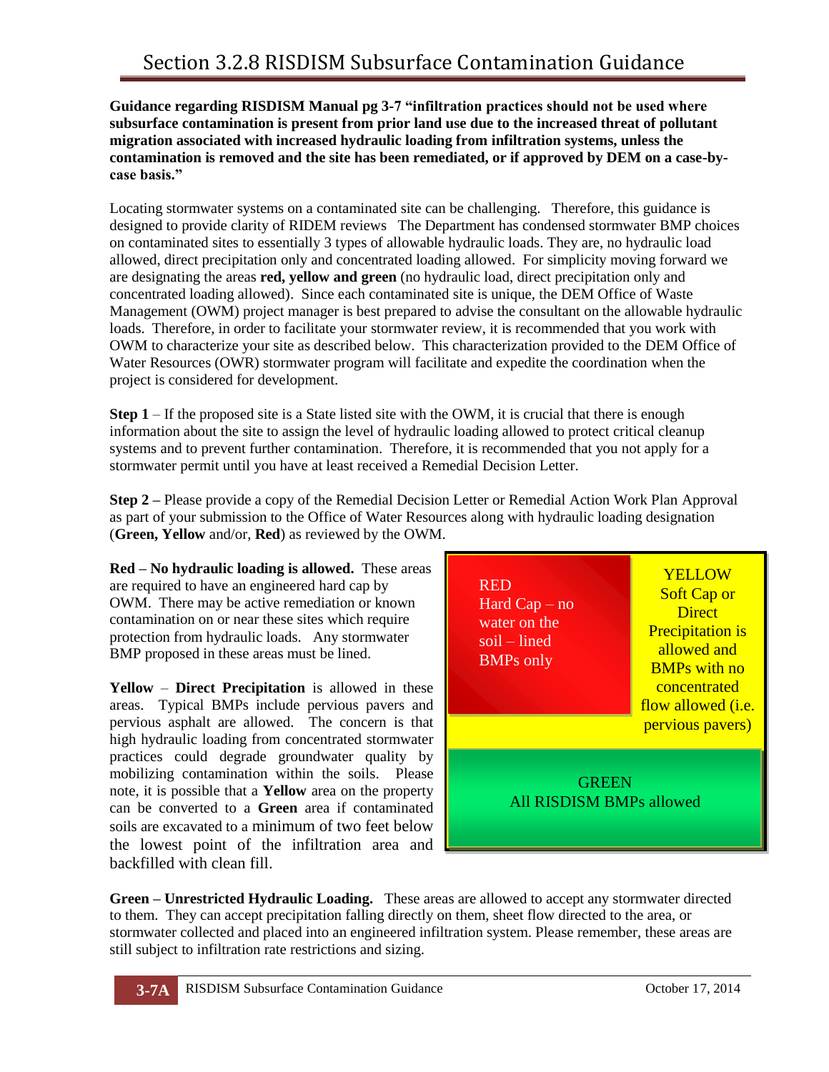# Section 3.2.8 RISDISM Subsurface Contamination Guidance

**Guidance regarding RISDISM Manual pg 3-7 "infiltration practices should not be used where subsurface contamination is present from prior land use due to the increased threat of pollutant migration associated with increased hydraulic loading from infiltration systems, unless the contamination is removed and the site has been remediated, or if approved by DEM on a case-by-case basis."**

Locating stormwater systems on a contaminated site can be challenging. Therefore, this guidance is designed to provide clarity of RIDEM reviews The Department has condensed stormwater BMP choices on contaminated sites to essentially 3 types of allowable hydraulic loads. They are, no hydraulic load allowed, direct precipitation only and concentrated loading allowed. For simplicity moving forward we are designating the areas **red, yellow and green** (no hydraulic load, direct precipitation only and concentrated loading allowed). Since each contaminated site is unique, the DEM Office of Waste Management (OWM) project manager is best prepared to advise the consultant on the allowable hydraulic loads. Therefore, in order to facilitate your stormwater review, it is recommended that you work with OWM to characterize your site as described below. This characterization provided to the DEM Office of Water Resources (OWR) stormwater program will facilitate and expedite the coordination when the project is considered for development.

**Step 1** – If the proposed site is a State listed site with the OWM, it is crucial that there is enough information about the site to assign the level of hydraulic loading allowed to protect critical cleanup systems and to prevent further contamination. Therefore, it is recommended that you not apply for a stormwater permit until you have at least received a Remedial Decision Letter.

**Step 2 –** Please provide a copy of the Remedial Decision Letter or Remedial Action Work Plan Approval as part of your submission to the Office of Water Resources along with hydraulic loading designation (**Green, Yellow** and/or, **Red**) as reviewed by the OWM.

**Red – No hydraulic loading is allowed.** These areas are required to have an engineered hard cap by OWM. There may be active remediation or known contamination on or near these sites which require protection from hydraulic loads. Any stormwater BMP proposed in these areas must be lined.

**Yellow** – **Direct Precipitation** is allowed in these areas. Typical BMPs include pervious pavers and pervious asphalt are allowed. The concern is that high hydraulic loading from concentrated stormwater practices could degrade groundwater quality by mobilizing contamination within the soils. Please note, it is possible that a **Yellow** area on the property can be converted to a **Green** area if contaminated soils are excavated to a minimum of two feet below the lowest point of the infiltration area and backfilled with clean fill.

RED
Hard Cap – no water on the soil – lined BMPs only

YELLOW
Soft Cap or Direct Precipitation is allowed and BMPs with no concentrated flow allowed (i.e. pervious pavers)

GREEN
All RISDISM BMPs allowed

**Green – Unrestricted Hydraulic Loading.** These areas are allowed to accept any stormwater directed to them. They can accept precipitation falling directly on them, sheet flow directed to the area, or stormwater collected and placed into an engineered infiltration system. Please remember, these areas are still subject to infiltration rate restrictions and sizing.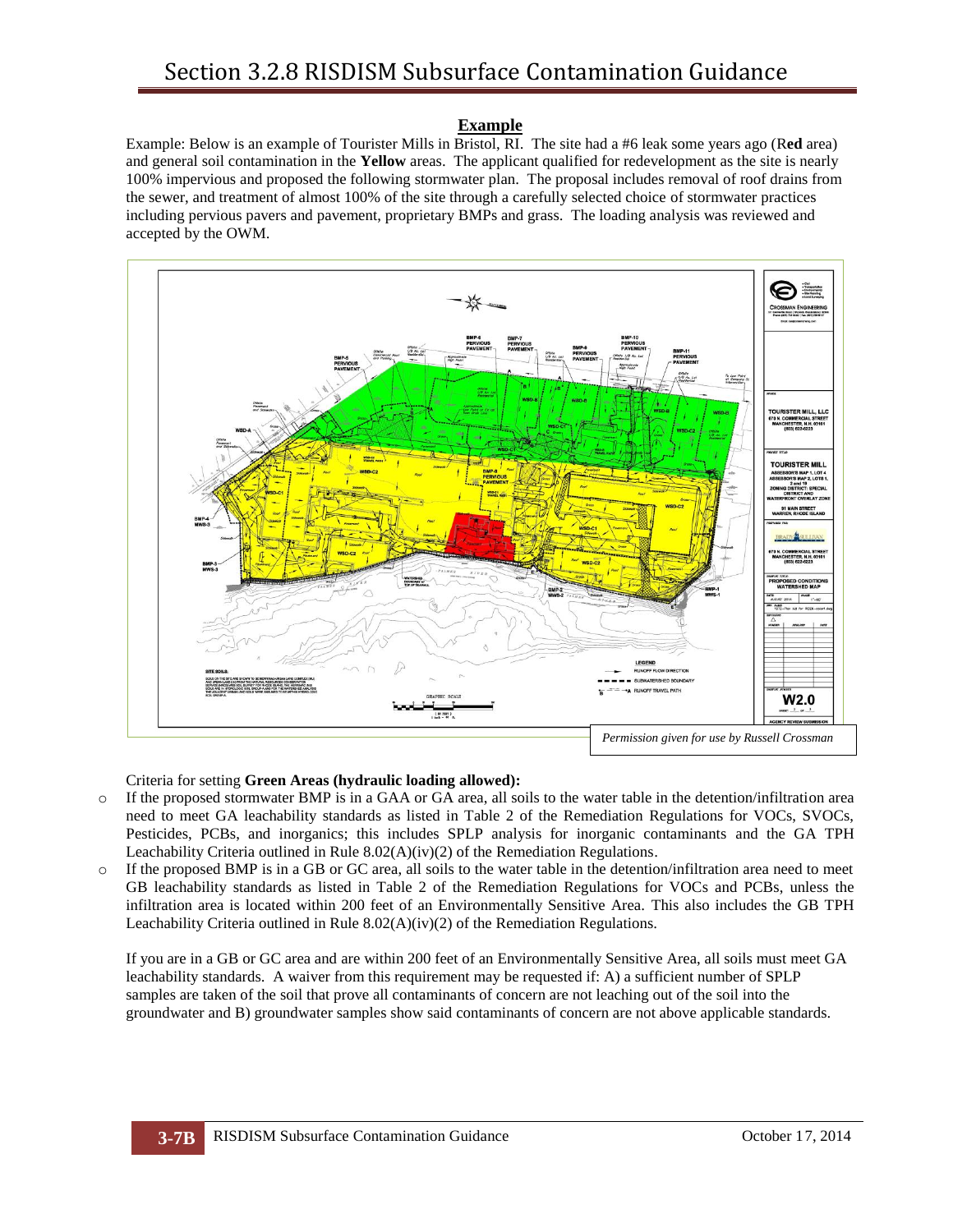## Example

Example: Below is an example of Tourister Mills in Bristol, RI. The site had a #6 leak some years ago (R**ed** area) and general soil contamination in the **Yellow** areas. The applicant qualified for redevelopment as the site is nearly 100% impervious and proposed the following stormwater plan. The proposal includes removal of roof drains from the sewer, and treatment of almost 100% of the site through a carefully selected choice of stormwater practices including pervious pavers and pavement, proprietary BMPs and grass. The loading analysis was reviewed and accepted by the OWM.

*Permission given for use by Russell Crossman*

Criteria for setting **Green Areas (hydraulic loading allowed):**

- If the proposed stormwater BMP is in a GAA or GA area, all soils to the water table in the detention/infiltration area need to meet GA leachability standards as listed in Table 2 of the Remediation Regulations for VOCs, SVOCs, Pesticides, PCBs, and inorganics; this includes SPLP analysis for inorganic contaminants and the GA TPH Leachability Criteria outlined in Rule 8.02(A)(iv)(2) of the Remediation Regulations.
- If the proposed BMP is in a GB or GC area, all soils to the water table in the detention/infiltration area need to meet GB leachability standards as listed in Table 2 of the Remediation Regulations for VOCs and PCBs, unless the infiltration area is located within 200 feet of an Environmentally Sensitive Area. This also includes the GB TPH Leachability Criteria outlined in Rule 8.02(A)(iv)(2) of the Remediation Regulations.

If you are in a GB or GC area and are within 200 feet of an Environmentally Sensitive Area, all soils must meet GA leachability standards. A waiver from this requirement may be requested if: A) a sufficient number of SPLP samples are taken of the soil that prove all contaminants of concern are not leaching out of the soil into the groundwater and B) groundwater samples show said contaminants of concern are not above applicable standards.